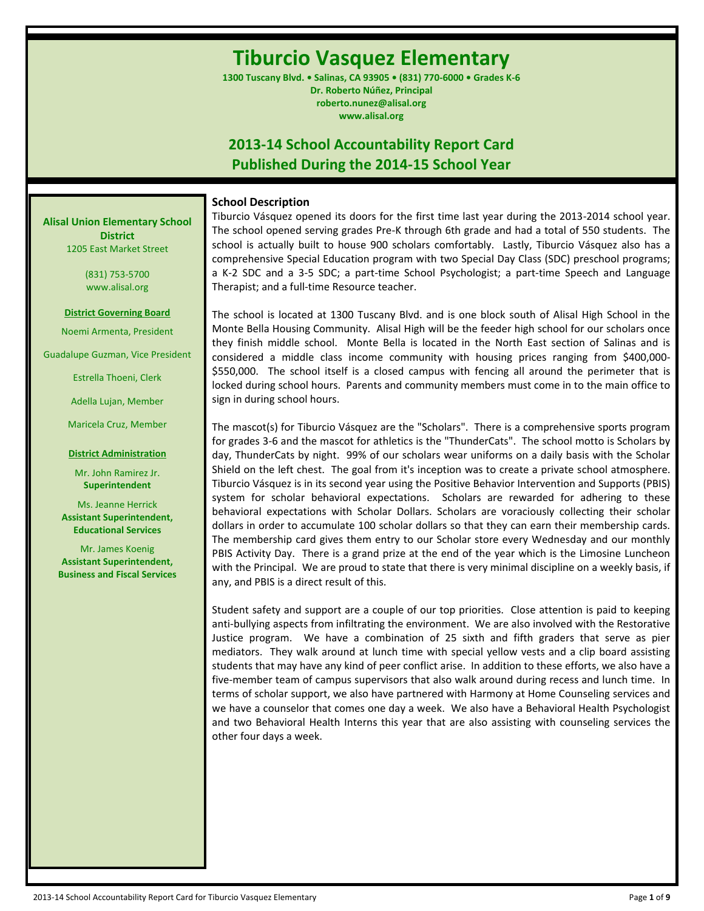# Tiburcio Vasquez Elementary

**1300 Tuscany Blvd. • Salinas, CA 93905 • (831) 770-6000 • Grades K-6**
**Dr. Roberto Núñez, Principal**
**roberto.nunez@alisal.org**
**www.alisal.org**

## 2013-14 School Accountability Report Card
## Published During the 2014-15 School Year

**Alisal Union Elementary School District**
1205 East Market Street

(831) 753-5700
www.alisal.org

**District Governing Board**

Noemi Armenta, President

Guadalupe Guzman, Vice President

Estrella Thoeni, Clerk

Adella Lujan, Member

Maricela Cruz, Member

**District Administration**

Mr. John Ramirez Jr.
**Superintendent**

Ms. Jeanne Herrick
**Assistant Superintendent, Educational Services**

Mr. James Koenig
**Assistant Superintendent, Business and Fiscal Services**

### School Description

Tiburcio Vásquez opened its doors for the first time last year during the 2013-2014 school year. The school opened serving grades Pre-K through 6th grade and had a total of 550 students. The school is actually built to house 900 scholars comfortably. Lastly, Tiburcio Vásquez also has a comprehensive Special Education program with two Special Day Class (SDC) preschool programs; a K-2 SDC and a 3-5 SDC; a part-time School Psychologist; a part-time Speech and Language Therapist; and a full-time Resource teacher.

The school is located at 1300 Tuscany Blvd. and is one block south of Alisal High School in the Monte Bella Housing Community. Alisal High will be the feeder high school for our scholars once they finish middle school. Monte Bella is located in the North East section of Salinas and is considered a middle class income community with housing prices ranging from $400,000-$550,000. The school itself is a closed campus with fencing all around the perimeter that is locked during school hours. Parents and community members must come in to the main office to sign in during school hours.

The mascot(s) for Tiburcio Vásquez are the "Scholars". There is a comprehensive sports program for grades 3-6 and the mascot for athletics is the "ThunderCats". The school motto is Scholars by day, ThunderCats by night. 99% of our scholars wear uniforms on a daily basis with the Scholar Shield on the left chest. The goal from it's inception was to create a private school atmosphere. Tiburcio Vásquez is in its second year using the Positive Behavior Intervention and Supports (PBIS) system for scholar behavioral expectations. Scholars are rewarded for adhering to these behavioral expectations with Scholar Dollars. Scholars are voraciously collecting their scholar dollars in order to accumulate 100 scholar dollars so that they can earn their membership cards. The membership card gives them entry to our Scholar store every Wednesday and our monthly PBIS Activity Day. There is a grand prize at the end of the year which is the Limosine Luncheon with the Principal. We are proud to state that there is very minimal discipline on a weekly basis, if any, and PBIS is a direct result of this.

Student safety and support are a couple of our top priorities. Close attention is paid to keeping anti-bullying aspects from infiltrating the environment. We are also involved with the Restorative Justice program. We have a combination of 25 sixth and fifth graders that serve as pier mediators. They walk around at lunch time with special yellow vests and a clip board assisting students that may have any kind of peer conflict arise. In addition to these efforts, we also have a five-member team of campus supervisors that also walk around during recess and lunch time. In terms of scholar support, we also have partnered with Harmony at Home Counseling services and we have a counselor that comes one day a week. We also have a Behavioral Health Psychologist and two Behavioral Health Interns this year that are also assisting with counseling services the other four days a week.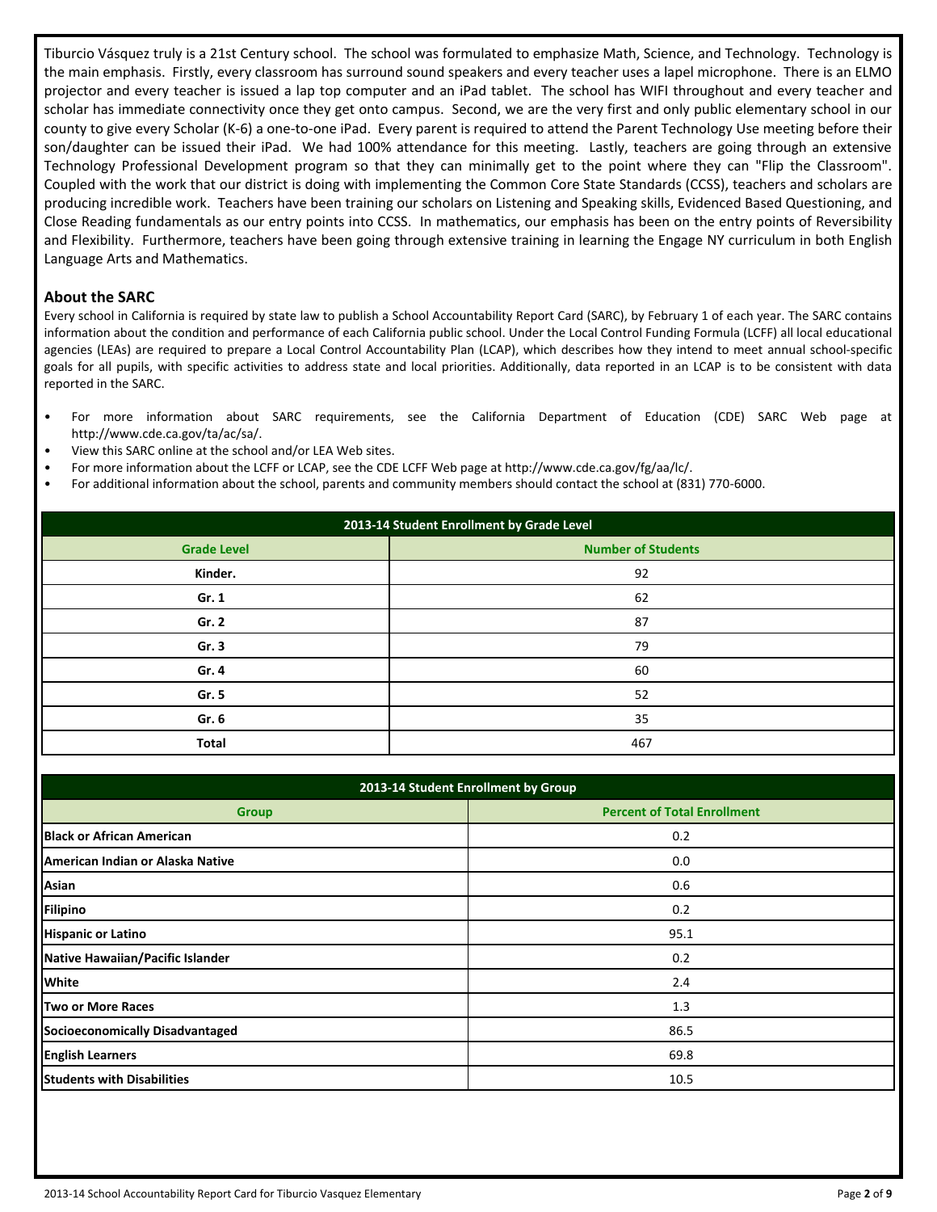Tiburcio Vásquez truly is a 21st Century school. The school was formulated to emphasize Math, Science, and Technology. Technology is the main emphasis. Firstly, every classroom has surround sound speakers and every teacher uses a lapel microphone. There is an ELMO projector and every teacher is issued a lap top computer and an iPad tablet. The school has WIFI throughout and every teacher and scholar has immediate connectivity once they get onto campus. Second, we are the very first and only public elementary school in our county to give every Scholar (K-6) a one-to-one iPad. Every parent is required to attend the Parent Technology Use meeting before their son/daughter can be issued their iPad. We had 100% attendance for this meeting. Lastly, teachers are going through an extensive Technology Professional Development program so that they can minimally get to the point where they can "Flip the Classroom". Coupled with the work that our district is doing with implementing the Common Core State Standards (CCSS), teachers and scholars are producing incredible work. Teachers have been training our scholars on Listening and Speaking skills, Evidenced Based Questioning, and Close Reading fundamentals as our entry points into CCSS. In mathematics, our emphasis has been on the entry points of Reversibility and Flexibility. Furthermore, teachers have been going through extensive training in learning the Engage NY curriculum in both English Language Arts and Mathematics.

## About the SARC

Every school in California is required by state law to publish a School Accountability Report Card (SARC), by February 1 of each year. The SARC contains information about the condition and performance of each California public school. Under the Local Control Funding Formula (LCFF) all local educational agencies (LEAs) are required to prepare a Local Control Accountability Plan (LCAP), which describes how they intend to meet annual school-specific goals for all pupils, with specific activities to address state and local priorities. Additionally, data reported in an LCAP is to be consistent with data reported in the SARC.

- For more information about SARC requirements, see the California Department of Education (CDE) SARC Web page at http://www.cde.ca.gov/ta/ac/sa/.
- View this SARC online at the school and/or LEA Web sites.
- For more information about the LCFF or LCAP, see the CDE LCFF Web page at http://www.cde.ca.gov/fg/aa/lc/.
- For additional information about the school, parents and community members should contact the school at (831) 770-6000.

**2013-14 Student Enrollment by Grade Level**

| Grade Level | Number of Students |
|---|---|
| **Kinder.** | 92 |
| **Gr. 1** | 62 |
| **Gr. 2** | 87 |
| **Gr. 3** | 79 |
| **Gr. 4** | 60 |
| **Gr. 5** | 52 |
| **Gr. 6** | 35 |
| **Total** | 467 |

**2013-14 Student Enrollment by Group**

| Group | Percent of Total Enrollment |
|---|---|
| **Black or African American** | 0.2 |
| **American Indian or Alaska Native** | 0.0 |
| **Asian** | 0.6 |
| **Filipino** | 0.2 |
| **Hispanic or Latino** | 95.1 |
| **Native Hawaiian/Pacific Islander** | 0.2 |
| **White** | 2.4 |
| **Two or More Races** | 1.3 |
| **Socioeconomically Disadvantaged** | 86.5 |
| **English Learners** | 69.8 |
| **Students with Disabilities** | 10.5 |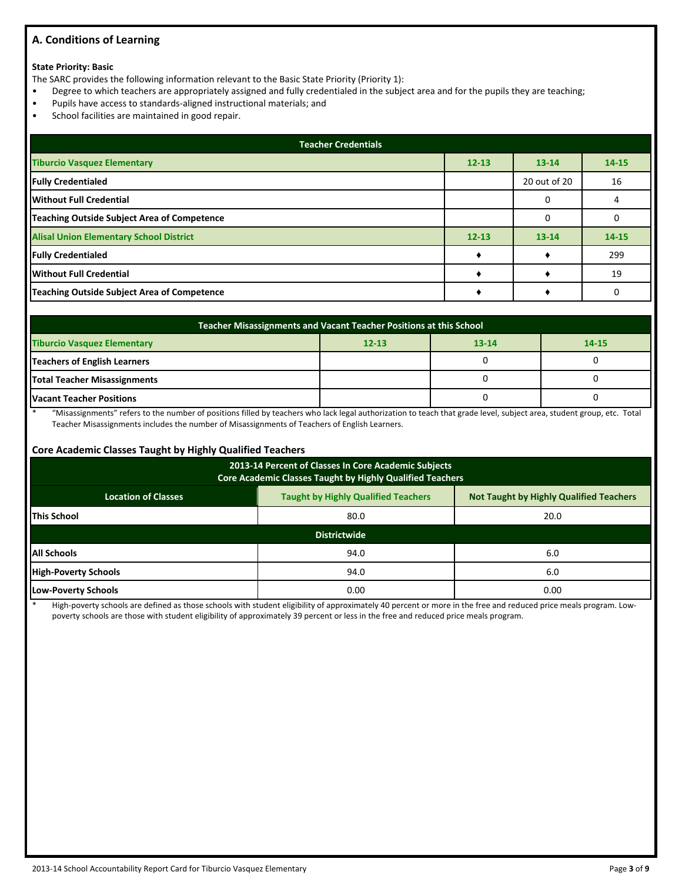## A. Conditions of Learning

**State Priority: Basic**

The SARC provides the following information relevant to the Basic State Priority (Priority 1):

- Degree to which teachers are appropriately assigned and fully credentialed in the subject area and for the pupils they are teaching;
- Pupils have access to standards-aligned instructional materials; and
- School facilities are maintained in good repair.

| Teacher Credentials | | | |
|---|---|---|---|
| **Tiburcio Vasquez Elementary** | **12-13** | **13-14** | **14-15** |
| **Fully Credentialed** | | 20 out of 20 | 16 |
| **Without Full Credential** | | 0 | 4 |
| **Teaching Outside Subject Area of Competence** | | 0 | 0 |
| **Alisal Union Elementary School District** | **12-13** | **13-14** | **14-15** |
| **Fully Credentialed** | ♦ | ♦ | 299 |
| **Without Full Credential** | ♦ | ♦ | 19 |
| **Teaching Outside Subject Area of Competence** | ♦ | ♦ | 0 |

| Teacher Misassignments and Vacant Teacher Positions at this School | | | |
|---|---|---|---|
| **Tiburcio Vasquez Elementary** | **12-13** | **13-14** | **14-15** |
| **Teachers of English Learners** | | 0 | 0 |
| **Total Teacher Misassignments** | | 0 | 0 |
| **Vacant Teacher Positions** | | 0 | 0 |

\* "Misassignments" refers to the number of positions filled by teachers who lack legal authorization to teach that grade level, subject area, student group, etc. Total Teacher Misassignments includes the number of Misassignments of Teachers of English Learners.

### Core Academic Classes Taught by Highly Qualified Teachers

| 2013-14 Percent of Classes In Core Academic Subjects Core Academic Classes Taught by Highly Qualified Teachers | | |
|---|---|---|
| **Location of Classes** | **Taught by Highly Qualified Teachers** | **Not Taught by Highly Qualified Teachers** |
| **This School** | 80.0 | 20.0 |
| **Districtwide** | | |
| **All Schools** | 94.0 | 6.0 |
| **High-Poverty Schools** | 94.0 | 6.0 |
| **Low-Poverty Schools** | 0.00 | 0.00 |

\* High-poverty schools are defined as those schools with student eligibility of approximately 40 percent or more in the free and reduced price meals program. Low-poverty schools are those with student eligibility of approximately 39 percent or less in the free and reduced price meals program.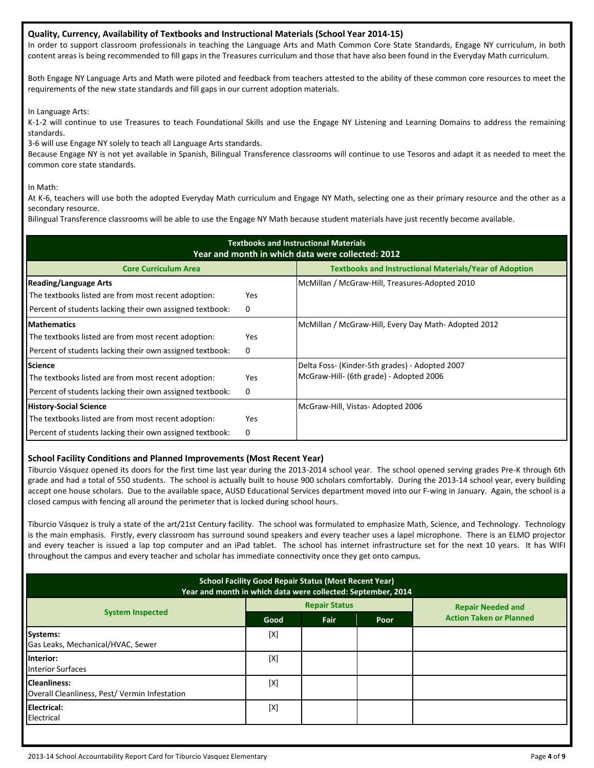## Quality, Currency, Availability of Textbooks and Instructional Materials (School Year 2014-15)

In order to support classroom professionals in teaching the Language Arts and Math Common Core State Standards, Engage NY curriculum, in both content areas is being recommended to fill gaps in the Treasures curriculum and those that have also been found in the Everyday Math curriculum.

Both Engage NY Language Arts and Math were piloted and feedback from teachers attested to the ability of these common core resources to meet the requirements of the new state standards and fill gaps in our current adoption materials.

In Language Arts:

K-1-2 will continue to use Treasures to teach Foundational Skills and use the Engage NY Listening and Learning Domains to address the remaining standards.

3-6 will use Engage NY solely to teach all Language Arts standards.

Because Engage NY is not yet available in Spanish, Bilingual Transference classrooms will continue to use Tesoros and adapt it as needed to meet the common core state standards.

In Math:

At K-6, teachers will use both the adopted Everyday Math curriculum and Engage NY Math, selecting one as their primary resource and the other as a secondary resource.

Bilingual Transference classrooms will be able to use the Engage NY Math because student materials have just recently become available.

**Textbooks and Instructional Materials**
**Year and month in which data were collected: 2012**

| Core Curriculum Area | | Textbooks and Instructional Materials/Year of Adoption |
|---|---|---|
| **Reading/Language Arts** | | McMillan / McGraw-Hill, Treasures-Adopted 2010 |
| The textbooks listed are from most recent adoption: | Yes | |
| Percent of students lacking their own assigned textbook: | 0 | |
| **Mathematics** | | McMillan / McGraw-Hill, Every Day Math- Adopted 2012 |
| The textbooks listed are from most recent adoption: | Yes | |
| Percent of students lacking their own assigned textbook: | 0 | |
| **Science** | | Delta Foss- (Kinder-5th grades) - Adopted 2007 |
| The textbooks listed are from most recent adoption: | Yes | McGraw-Hill- (6th grade) - Adopted 2006 |
| Percent of students lacking their own assigned textbook: | 0 | |
| **History-Social Science** | | McGraw-Hill, Vistas- Adopted 2006 |
| The textbooks listed are from most recent adoption: | Yes | |
| Percent of students lacking their own assigned textbook: | 0 | |

## School Facility Conditions and Planned Improvements (Most Recent Year)

Tiburcio Vásquez opened its doors for the first time last year during the 2013-2014 school year. The school opened serving grades Pre-K through 6th grade and had a total of 550 students. The school is actually built to house 900 scholars comfortably. During the 2013-14 school year, every building accept one house scholars. Due to the available space, AUSD Educational Services department moved into our F-wing in January. Again, the school is a closed campus with fencing all around the perimeter that is locked during school hours.

Tiburcio Vásquez is truly a state of the art/21st Century facility. The school was formulated to emphasize Math, Science, and Technology. Technology is the main emphasis. Firstly, every classroom has surround sound speakers and every teacher uses a lapel microphone. There is an ELMO projector and every teacher is issued a lap top computer and an iPad tablet. The school has internet infrastructure set for the next 10 years. It has WIFI throughout the campus and every teacher and scholar has immediate connectivity once they get onto campus.

**School Facility Good Repair Status (Most Recent Year)**
**Year and month in which data were collected: September, 2014**

| System Inspected | Repair Status | | | Repair Needed and Action Taken or Planned |
|---|---|---|---|---|
| | Good | Fair | Poor | |
| **Systems:** Gas Leaks, Mechanical/HVAC, Sewer | [X] | | | |
| **Interior:** Interior Surfaces | [X] | | | |
| **Cleanliness:** Overall Cleanliness, Pest/ Vermin Infestation | [X] | | | |
| **Electrical:** Electrical | [X] | | | |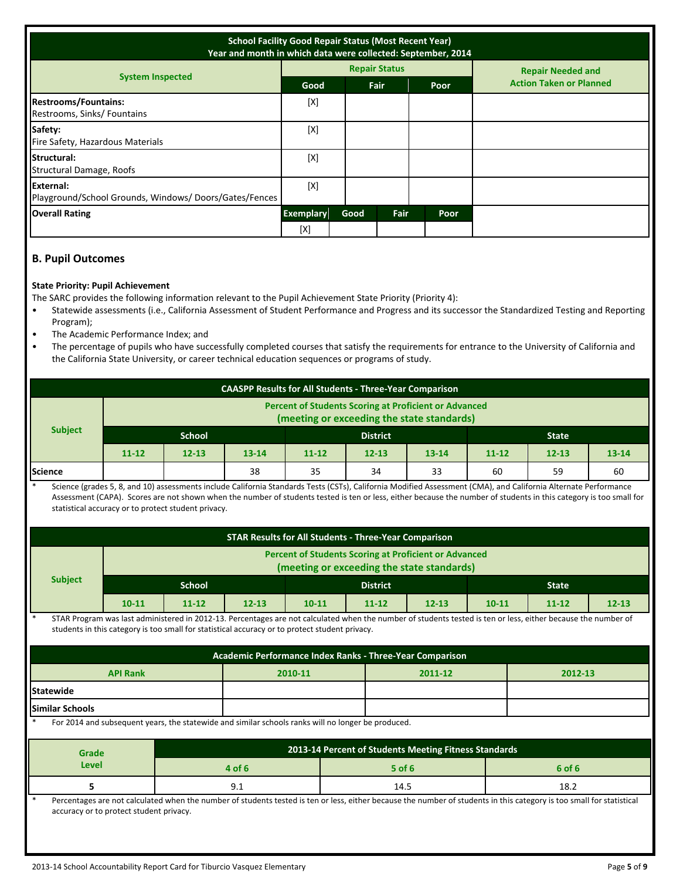| School Facility Good Repair Status (Most Recent Year) Year and month in which data were collected: September, 2014 | | | | | |
|---|---|---|---|---|---|
| System Inspected | Repair Status | | | | Repair Needed and Action Taken or Planned |
| | Good | Fair | | Poor | |
| **Restrooms/Fountains:** Restrooms, Sinks/ Fountains | [X] | | | | |
| **Safety:** Fire Safety, Hazardous Materials | [X] | | | | |
| **Structural:** Structural Damage, Roofs | [X] | | | | |
| **External:** Playground/School Grounds, Windows/ Doors/Gates/Fences | [X] | | | | |
| **Overall Rating** | Exemplary | Good | Fair | Poor | |
| | [X] | | | | |

## B. Pupil Outcomes

**State Priority: Pupil Achievement**

The SARC provides the following information relevant to the Pupil Achievement State Priority (Priority 4):

- Statewide assessments (i.e., California Assessment of Student Performance and Progress and its successor the Standardized Testing and Reporting Program);
- The Academic Performance Index; and
- The percentage of pupils who have successfully completed courses that satisfy the requirements for entrance to the University of California and the California State University, or career technical education sequences or programs of study.

| CAASPP Results for All Students - Three-Year Comparison | | | | | | | | | |
|---|---|---|---|---|---|---|---|---|---|
| Subject | Percent of Students Scoring at Proficient or Advanced (meeting or exceeding the state standards) | | | | | | | | |
| | School | | | District | | | State | | |
| | 11-12 | 12-13 | 13-14 | 11-12 | 12-13 | 13-14 | 11-12 | 12-13 | 13-14 |
| Science | | | 38 | 35 | 34 | 33 | 60 | 59 | 60 |

\* Science (grades 5, 8, and 10) assessments include California Standards Tests (CSTs), California Modified Assessment (CMA), and California Alternate Performance Assessment (CAPA). Scores are not shown when the number of students tested is ten or less, either because the number of students in this category is too small for statistical accuracy or to protect student privacy.

| STAR Results for All Students - Three-Year Comparison | | | | | | | | | |
|---|---|---|---|---|---|---|---|---|---|
| Subject | Percent of Students Scoring at Proficient or Advanced (meeting or exceeding the state standards) | | | | | | | | |
| | School | | | District | | | State | | |
| | 10-11 | 11-12 | 12-13 | 10-11 | 11-12 | 12-13 | 10-11 | 11-12 | 12-13 |

\* STAR Program was last administered in 2012-13. Percentages are not calculated when the number of students tested is ten or less, either because the number of students in this category is too small for statistical accuracy or to protect student privacy.

| Academic Performance Index Ranks - Three-Year Comparison | | | |
|---|---|---|---|
| API Rank | 2010-11 | 2011-12 | 2012-13 |
| Statewide | | | |
| Similar Schools | | | |

\* For 2014 and subsequent years, the statewide and similar schools ranks will no longer be produced.

| Grade Level | 2013-14 Percent of Students Meeting Fitness Standards | | |
|---|---|---|---|
| | 4 of 6 | 5 of 6 | 6 of 6 |
| 5 | 9.1 | 14.5 | 18.2 |

\* Percentages are not calculated when the number of students tested is ten or less, either because the number of students in this category is too small for statistical accuracy or to protect student privacy.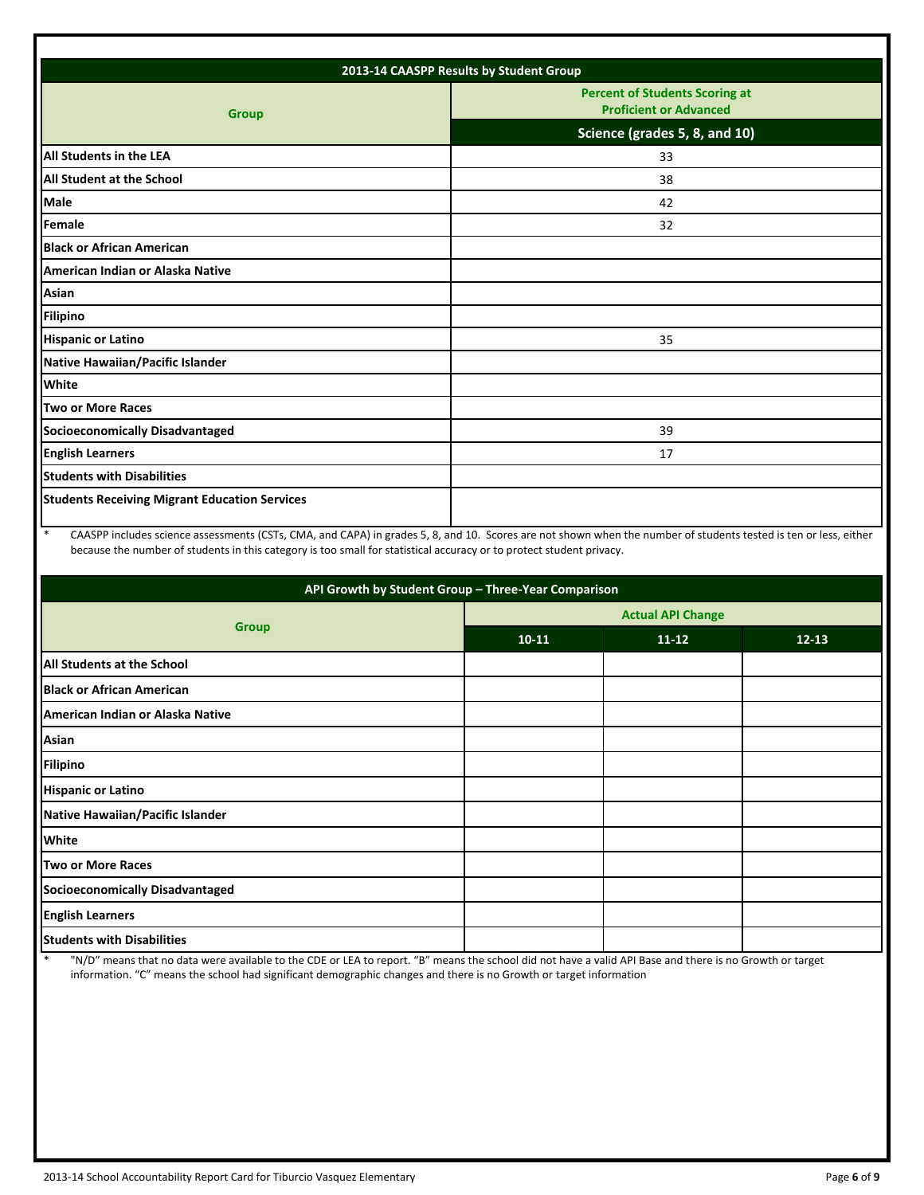| 2013-14 CAASPP Results by Student Group | |
|---|---|
| Group | Percent of Students Scoring at Proficient or Advanced |
| | Science (grades 5, 8, and 10) |
| All Students in the LEA | 33 |
| All Student at the School | 38 |
| Male | 42 |
| Female | 32 |
| Black or African American | |
| American Indian or Alaska Native | |
| Asian | |
| Filipino | |
| Hispanic or Latino | 35 |
| Native Hawaiian/Pacific Islander | |
| White | |
| Two or More Races | |
| Socioeconomically Disadvantaged | 39 |
| English Learners | 17 |
| Students with Disabilities | |
| Students Receiving Migrant Education Services | |

\* CAASPP includes science assessments (CSTs, CMA, and CAPA) in grades 5, 8, and 10. Scores are not shown when the number of students tested is ten or less, either because the number of students in this category is too small for statistical accuracy or to protect student privacy.

| API Growth by Student Group – Three-Year Comparison | | | |
|---|---|---|---|
| Group | Actual API Change | | |
| | 10-11 | 11-12 | 12-13 |
| All Students at the School | | | |
| Black or African American | | | |
| American Indian or Alaska Native | | | |
| Asian | | | |
| Filipino | | | |
| Hispanic or Latino | | | |
| Native Hawaiian/Pacific Islander | | | |
| White | | | |
| Two or More Races | | | |
| Socioeconomically Disadvantaged | | | |
| English Learners | | | |
| Students with Disabilities | | | |

\* "N/D" means that no data were available to the CDE or LEA to report. "B" means the school did not have a valid API Base and there is no Growth or target information. "C" means the school had significant demographic changes and there is no Growth or target information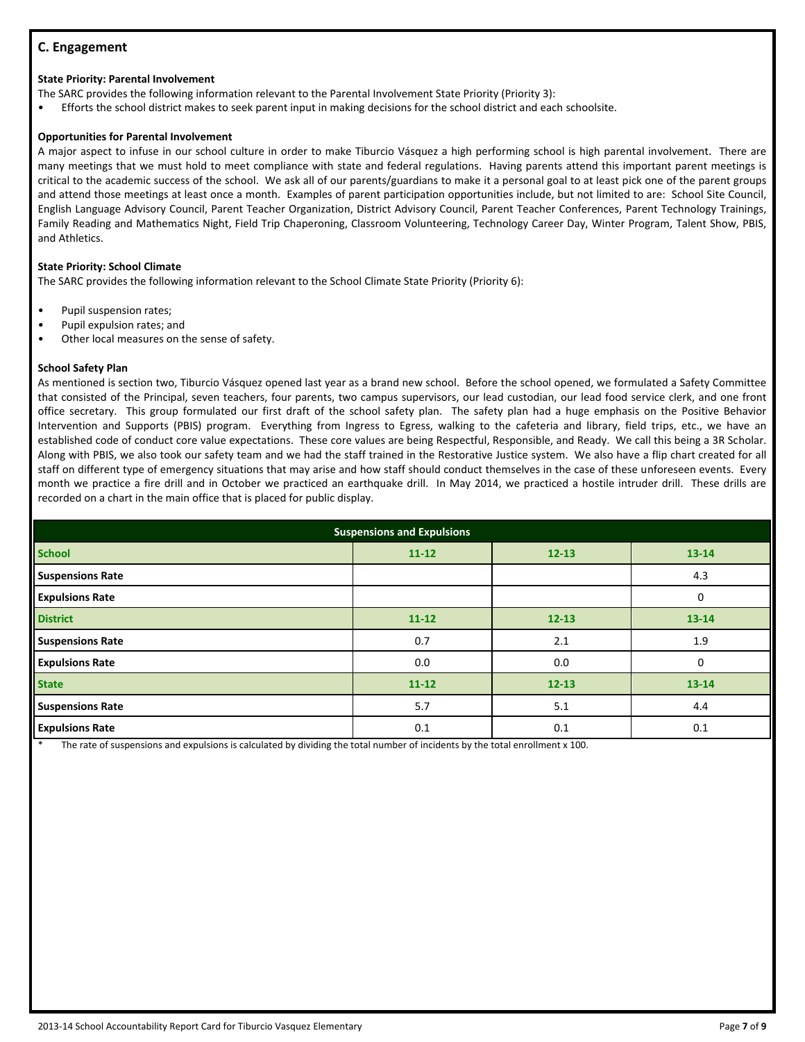## C. Engagement

**State Priority: Parental Involvement**

The SARC provides the following information relevant to the Parental Involvement State Priority (Priority 3):

- Efforts the school district makes to seek parent input in making decisions for the school district and each schoolsite.

**Opportunities for Parental Involvement**

A major aspect to infuse in our school culture in order to make Tiburcio Vásquez a high performing school is high parental involvement. There are many meetings that we must hold to meet compliance with state and federal regulations. Having parents attend this important parent meetings is critical to the academic success of the school. We ask all of our parents/guardians to make it a personal goal to at least pick one of the parent groups and attend those meetings at least once a month. Examples of parent participation opportunities include, but not limited to are: School Site Council, English Language Advisory Council, Parent Teacher Organization, District Advisory Council, Parent Teacher Conferences, Parent Technology Trainings, Family Reading and Mathematics Night, Field Trip Chaperoning, Classroom Volunteering, Technology Career Day, Winter Program, Talent Show, PBIS, and Athletics.

**State Priority: School Climate**

The SARC provides the following information relevant to the School Climate State Priority (Priority 6):

- Pupil suspension rates;
- Pupil expulsion rates; and
- Other local measures on the sense of safety.

**School Safety Plan**

As mentioned is section two, Tiburcio Vásquez opened last year as a brand new school. Before the school opened, we formulated a Safety Committee that consisted of the Principal, seven teachers, four parents, two campus supervisors, our lead custodian, our lead food service clerk, and one front office secretary. This group formulated our first draft of the school safety plan. The safety plan had a huge emphasis on the Positive Behavior Intervention and Supports (PBIS) program. Everything from Ingress to Egress, walking to the cafeteria and library, field trips, etc., we have an established code of conduct core value expectations. These core values are being Respectful, Responsible, and Ready. We call this being a 3R Scholar. Along with PBIS, we also took our safety team and we had the staff trained in the Restorative Justice system. We also have a flip chart created for all staff on different type of emergency situations that may arise and how staff should conduct themselves in the case of these unforeseen events. Every month we practice a fire drill and in October we practiced an earthquake drill. In May 2014, we practiced a hostile intruder drill. These drills are recorded on a chart in the main office that is placed for public display.

| Suspensions and Expulsions | | | |
|---|---|---|---|
| **School** | **11-12** | **12-13** | **13-14** |
| **Suspensions Rate** | | | 4.3 |
| **Expulsions Rate** | | | 0 |
| **District** | **11-12** | **12-13** | **13-14** |
| **Suspensions Rate** | 0.7 | 2.1 | 1.9 |
| **Expulsions Rate** | 0.0 | 0.0 | 0 |
| **State** | **11-12** | **12-13** | **13-14** |
| **Suspensions Rate** | 5.7 | 5.1 | 4.4 |
| **Expulsions Rate** | 0.1 | 0.1 | 0.1 |

\* The rate of suspensions and expulsions is calculated by dividing the total number of incidents by the total enrollment x 100.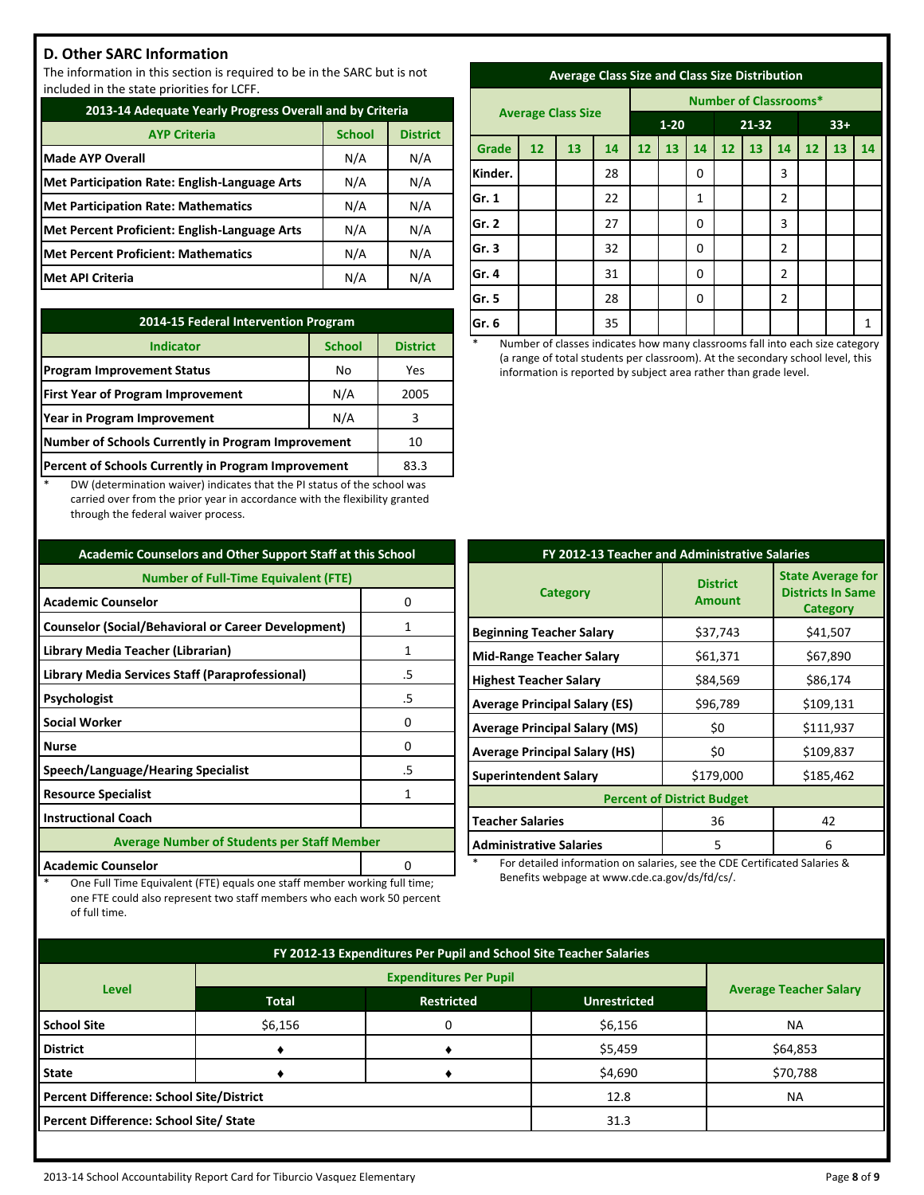## D. Other SARC Information

The information in this section is required to be in the SARC but is not included in the state priorities for LCFF.

| 2013-14 Adequate Yearly Progress Overall and by Criteria | | |
|---|---|---|
| **AYP Criteria** | **School** | **District** |
| Made AYP Overall | N/A | N/A |
| Met Participation Rate: English-Language Arts | N/A | N/A |
| Met Participation Rate: Mathematics | N/A | N/A |
| Met Percent Proficient: English-Language Arts | N/A | N/A |
| Met Percent Proficient: Mathematics | N/A | N/A |
| Met API Criteria | N/A | N/A |

| 2014-15 Federal Intervention Program | | |
|---|---|---|
| **Indicator** | **School** | **District** |
| Program Improvement Status | No | Yes |
| First Year of Program Improvement | N/A | 2005 |
| Year in Program Improvement | N/A | 3 |
| Number of Schools Currently in Program Improvement | | 10 |
| Percent of Schools Currently in Program Improvement | | 83.3 |

\* DW (determination waiver) indicates that the PI status of the school was carried over from the prior year in accordance with the flexibility granted through the federal waiver process.

| Average Class Size and Class Size Distribution | | | | | | | | | | | | |
|---|---|---|---|---|---|---|---|---|---|---|---|---|
| | Average Class Size | | | Number of Classrooms* | | | | | | | | |
| | | | | 1-20 | | | 21-32 | | | 33+ | | |
| **Grade** | **12** | **13** | **14** | **12** | **13** | **14** | **12** | **13** | **14** | **12** | **13** | **14** |
| Kinder. | | | 28 | | | 0 | | | 3 | | | |
| Gr. 1 | | | 22 | | | 1 | | | 2 | | | |
| Gr. 2 | | | 27 | | | 0 | | | 3 | | | |
| Gr. 3 | | | 32 | | | 0 | | | 2 | | | |
| Gr. 4 | | | 31 | | | 0 | | | 2 | | | |
| Gr. 5 | | | 28 | | | 0 | | | 2 | | | |
| Gr. 6 | | | 35 | | | | | | | | | 1 |

\* Number of classes indicates how many classrooms fall into each size category (a range of total students per classroom). At the secondary school level, this information is reported by subject area rather than grade level.

| Academic Counselors and Other Support Staff at this School | |
|---|---|
| **Number of Full-Time Equivalent (FTE)** | |
| Academic Counselor | 0 |
| Counselor (Social/Behavioral or Career Development) | 1 |
| Library Media Teacher (Librarian) | 1 |
| Library Media Services Staff (Paraprofessional) | .5 |
| Psychologist | .5 |
| Social Worker | 0 |
| Nurse | 0 |
| Speech/Language/Hearing Specialist | .5 |
| Resource Specialist | 1 |
| Instructional Coach | |
| **Average Number of Students per Staff Member** | |
| Academic Counselor | 0 |

\* One Full Time Equivalent (FTE) equals one staff member working full time; one FTE could also represent two staff members who each work 50 percent of full time.

| FY 2012-13 Teacher and Administrative Salaries | | |
|---|---|---|
| **Category** | **District Amount** | **State Average for Districts In Same Category** |
| Beginning Teacher Salary | $37,743 | $41,507 |
| Mid-Range Teacher Salary | $61,371 | $67,890 |
| Highest Teacher Salary | $84,569 | $86,174 |
| Average Principal Salary (ES) | $96,789 | $109,131 |
| Average Principal Salary (MS) | $0 | $111,937 |
| Average Principal Salary (HS) | $0 | $109,837 |
| Superintendent Salary | $179,000 | $185,462 |
| **Percent of District Budget** | | |
| Teacher Salaries | 36 | 42 |
| Administrative Salaries | 5 | 6 |

\* For detailed information on salaries, see the CDE Certificated Salaries & Benefits webpage at www.cde.ca.gov/ds/fd/cs/.

| FY 2012-13 Expenditures Per Pupil and School Site Teacher Salaries | | | | |
|---|---|---|---|---|
| **Level** | **Expenditures Per Pupil** | | | **Average Teacher Salary** |
| | **Total** | **Restricted** | **Unrestricted** | |
| School Site | $6,156 | 0 | $6,156 | NA |
| District | ♦ | ♦ | $5,459 | $64,853 |
| State | ♦ | ♦ | $4,690 | $70,788 |
| Percent Difference: School Site/District | | | 12.8 | NA |
| Percent Difference: School Site/ State | | | 31.3 | |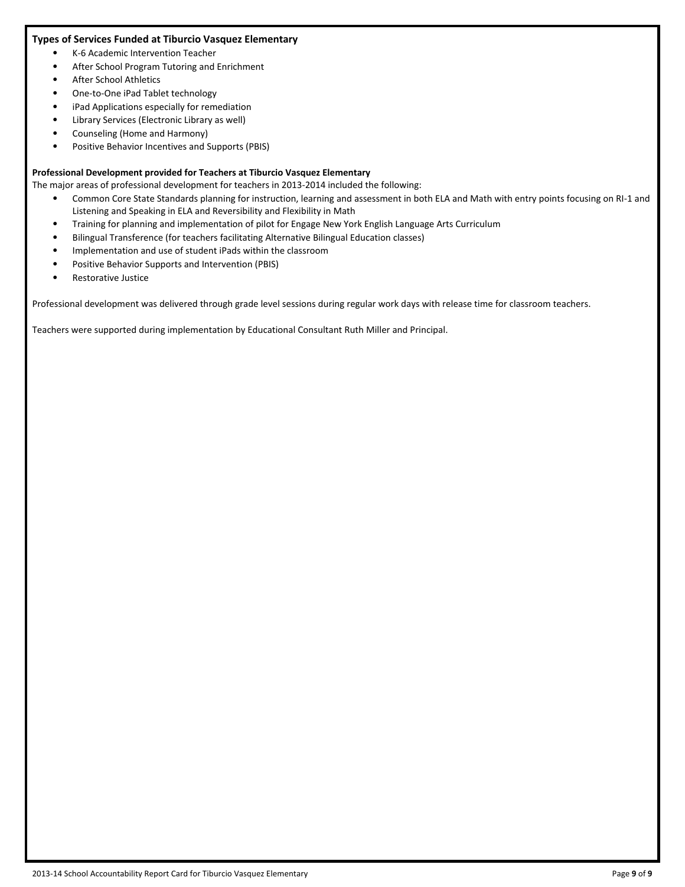**Types of Services Funded at Tiburcio Vasquez Elementary**

- K-6 Academic Intervention Teacher
- After School Program Tutoring and Enrichment
- After School Athletics
- One-to-One iPad Tablet technology
- iPad Applications especially for remediation
- Library Services (Electronic Library as well)
- Counseling (Home and Harmony)
- Positive Behavior Incentives and Supports (PBIS)

**Professional Development provided for Teachers at Tiburcio Vasquez Elementary**

The major areas of professional development for teachers in 2013-2014 included the following:

- Common Core State Standards planning for instruction, learning and assessment in both ELA and Math with entry points focusing on RI-1 and Listening and Speaking in ELA and Reversibility and Flexibility in Math
- Training for planning and implementation of pilot for Engage New York English Language Arts Curriculum
- Bilingual Transference (for teachers facilitating Alternative Bilingual Education classes)
- Implementation and use of student iPads within the classroom
- Positive Behavior Supports and Intervention (PBIS)
- Restorative Justice

Professional development was delivered through grade level sessions during regular work days with release time for classroom teachers.

Teachers were supported during implementation by Educational Consultant Ruth Miller and Principal.